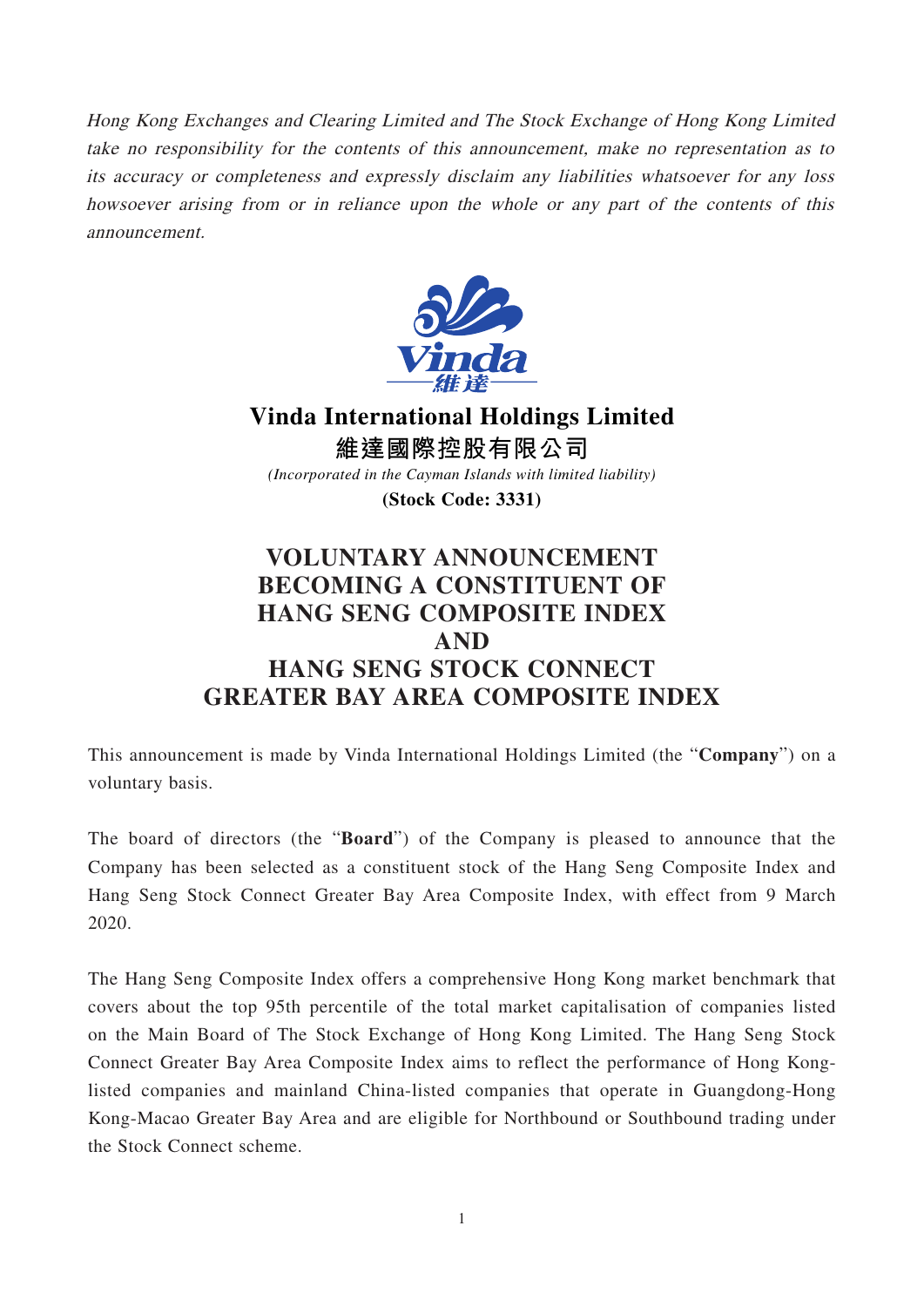*Hong Kong Exchanges and Clearing Limited and The Stock Exchange of Hong Kong Limited take no responsibility for the contents of this announcement, make no representation as to its accuracy or completeness and expressly disclaim any liabilities whatsoever for any loss howsoever arising from or in reliance upon the whole or any part of the contents of this announcement.*

# Vinda International Holdings Limited
# 維達國際控股有限公司

*(Incorporated in the Cayman Islands with limited liability)*

**(Stock Code: 3331)**

## VOLUNTARY ANNOUNCEMENT BECOMING A CONSTITUENT OF HANG SENG COMPOSITE INDEX AND HANG SENG STOCK CONNECT GREATER BAY AREA COMPOSITE INDEX

This announcement is made by Vinda International Holdings Limited (the "**Company**") on a voluntary basis.

The board of directors (the "**Board**") of the Company is pleased to announce that the Company has been selected as a constituent stock of the Hang Seng Composite Index and Hang Seng Stock Connect Greater Bay Area Composite Index, with effect from 9 March 2020.

The Hang Seng Composite Index offers a comprehensive Hong Kong market benchmark that covers about the top 95th percentile of the total market capitalisation of companies listed on the Main Board of The Stock Exchange of Hong Kong Limited. The Hang Seng Stock Connect Greater Bay Area Composite Index aims to reflect the performance of Hong Kong-listed companies and mainland China-listed companies that operate in Guangdong-Hong Kong-Macao Greater Bay Area and are eligible for Northbound or Southbound trading under the Stock Connect scheme.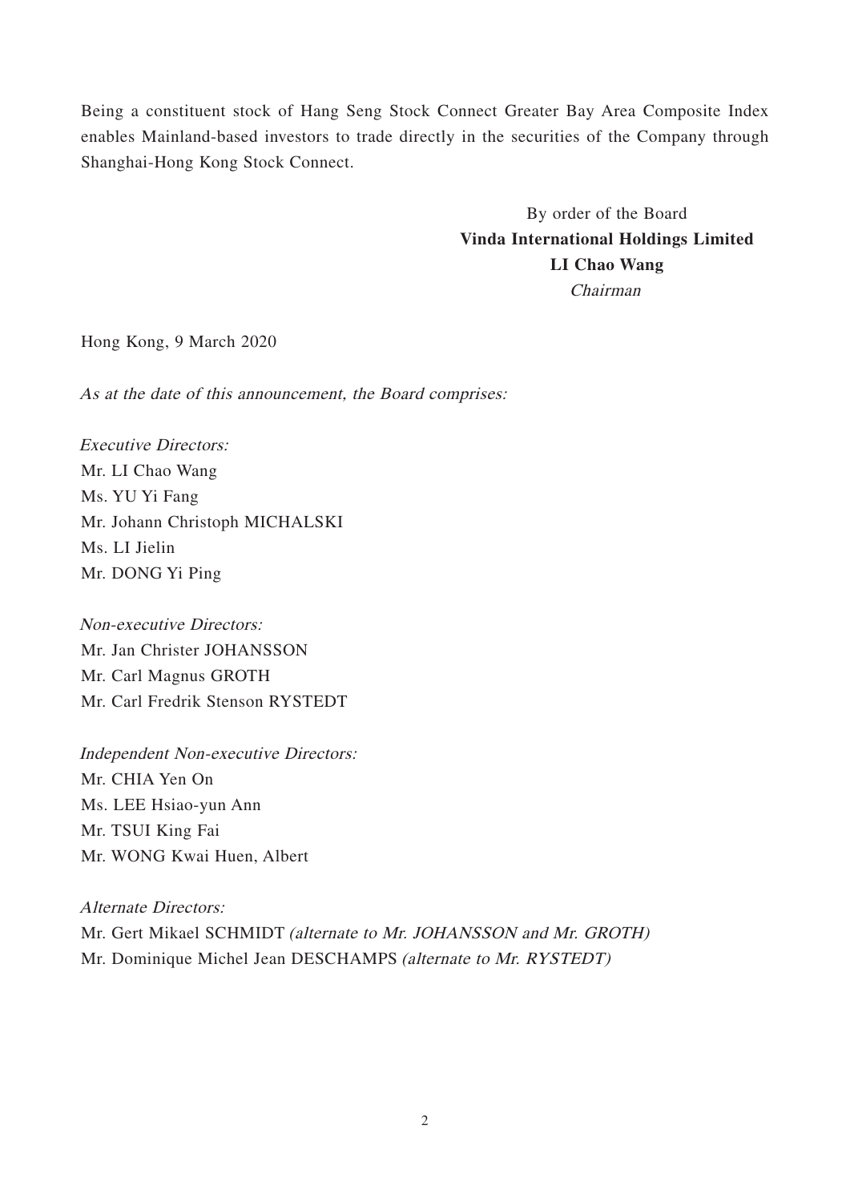Being a constituent stock of Hang Seng Stock Connect Greater Bay Area Composite Index enables Mainland-based investors to trade directly in the securities of the Company through Shanghai-Hong Kong Stock Connect.

By order of the Board
**Vinda International Holdings Limited**
**LI Chao Wang**
*Chairman*

Hong Kong, 9 March 2020

*As at the date of this announcement, the Board comprises:*

*Executive Directors:*
Mr. LI Chao Wang
Ms. YU Yi Fang
Mr. Johann Christoph MICHALSKI
Ms. LI Jielin
Mr. DONG Yi Ping

*Non-executive Directors:*
Mr. Jan Christer JOHANSSON
Mr. Carl Magnus GROTH
Mr. Carl Fredrik Stenson RYSTEDT

*Independent Non-executive Directors:*
Mr. CHIA Yen On
Ms. LEE Hsiao-yun Ann
Mr. TSUI King Fai
Mr. WONG Kwai Huen, Albert

*Alternate Directors:*
Mr. Gert Mikael SCHMIDT *(alternate to Mr. JOHANSSON and Mr. GROTH)*
Mr. Dominique Michel Jean DESCHAMPS *(alternate to Mr. RYSTEDT)*